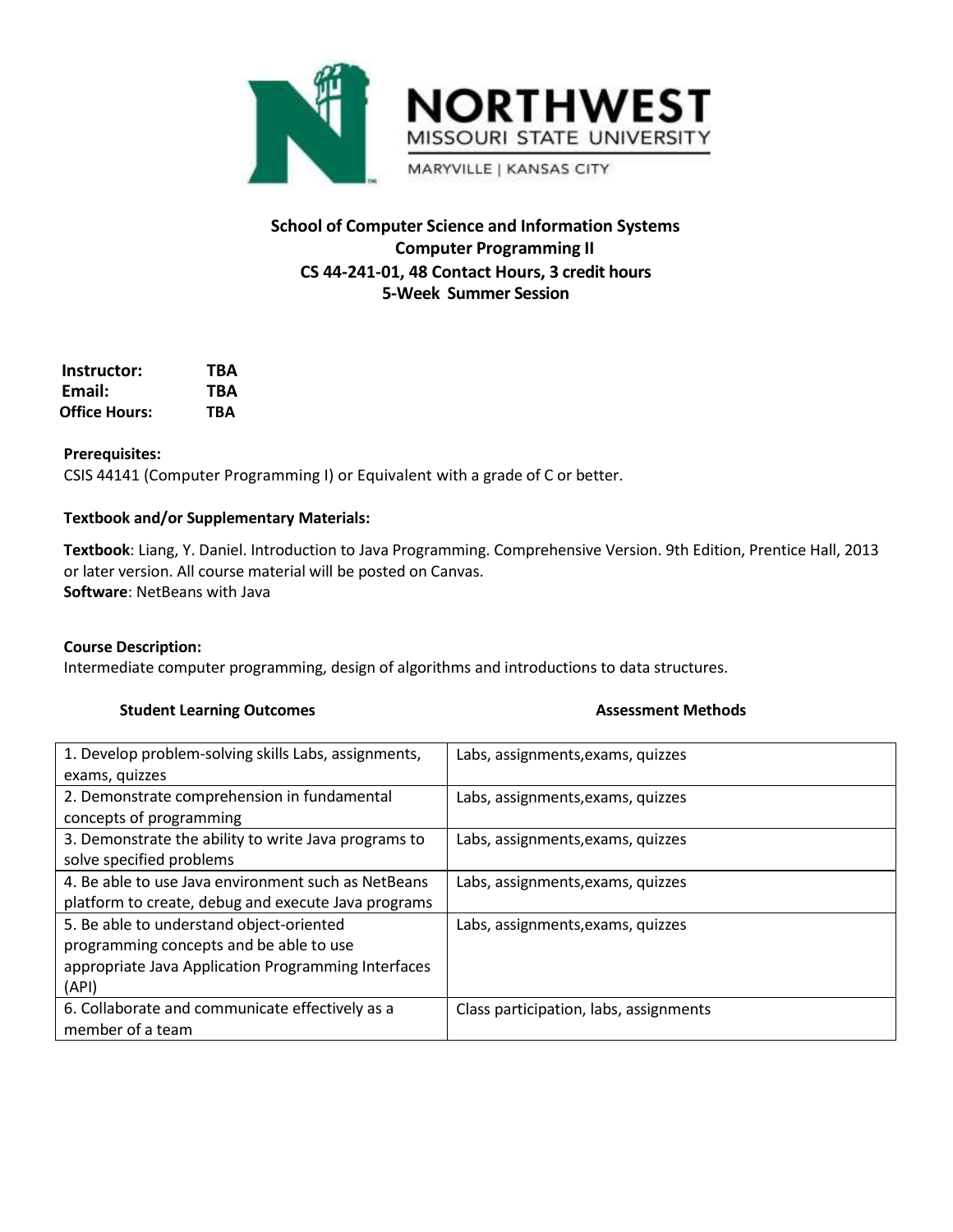**School of Computer Science and Information Systems**
**Computer Programming II**
**CS 44-241-01, 48 Contact Hours, 3 credit hours**
**5-Week Summer Session**

**Instructor:** TBA
**Email:** TBA
**Office Hours:** TBA

**Prerequisites:**
CSIS 44141 (Computer Programming I) or Equivalent with a grade of C or better.

**Textbook and/or Supplementary Materials:**

**Textbook**: Liang, Y. Daniel. Introduction to Java Programming. Comprehensive Version. 9th Edition, Prentice Hall, 2013 or later version. All course material will be posted on Canvas.
**Software**: NetBeans with Java

**Course Description:**
Intermediate computer programming, design of algorithms and introductions to data structures.

| Student Learning Outcomes | Assessment Methods |
|---|---|
| 1. Develop problem-solving skills Labs, assignments, exams, quizzes | Labs, assignments,exams, quizzes |
| 2. Demonstrate comprehension in fundamental concepts of programming | Labs, assignments,exams, quizzes |
| 3. Demonstrate the ability to write Java programs to solve specified problems | Labs, assignments,exams, quizzes |
| 4. Be able to use Java environment such as NetBeans platform to create, debug and execute Java programs | Labs, assignments,exams, quizzes |
| 5. Be able to understand object-oriented programming concepts and be able to use appropriate Java Application Programming Interfaces (API) | Labs, assignments,exams, quizzes |
| 6. Collaborate and communicate effectively as a member of a team | Class participation, labs, assignments |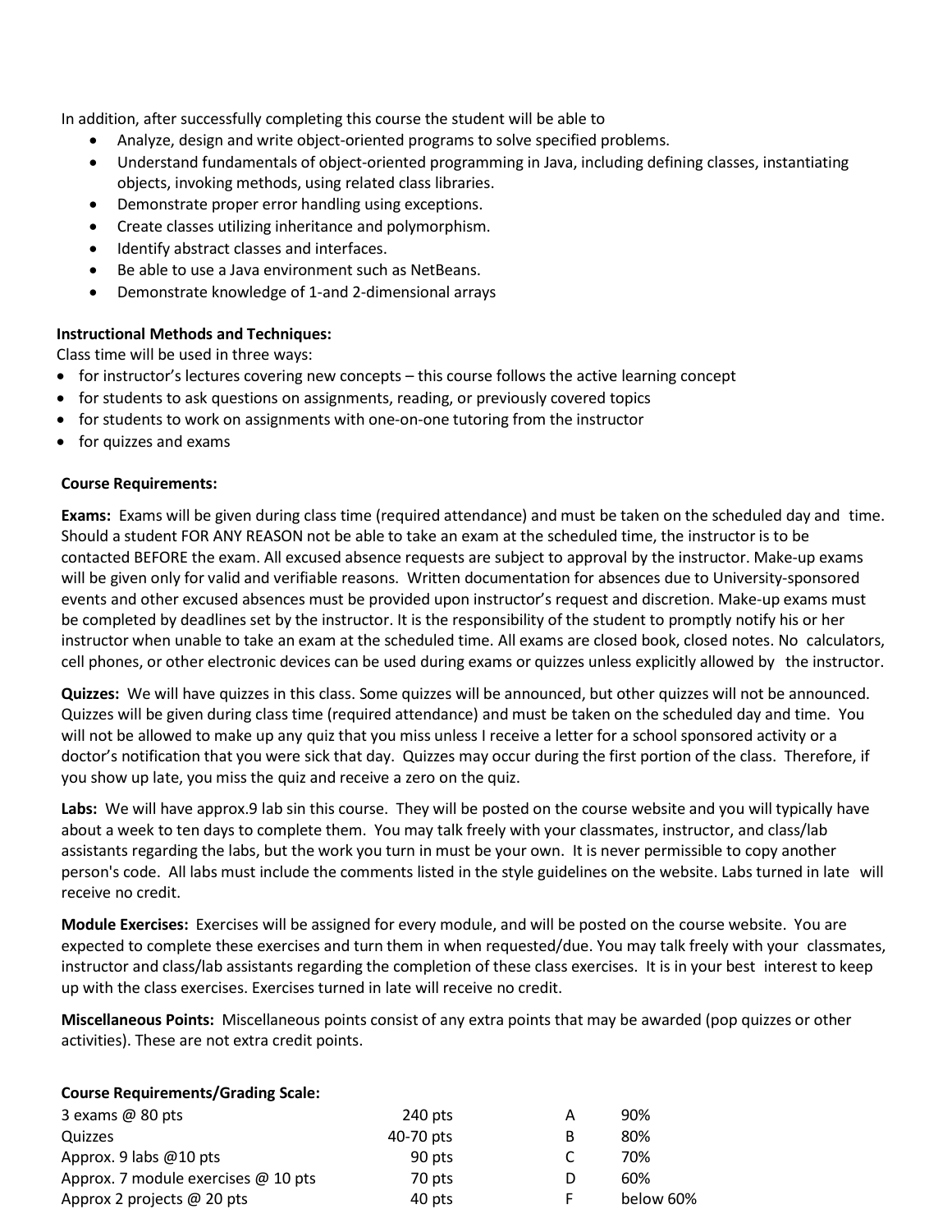In addition, after successfully completing this course the student will be able to

- Analyze, design and write object-oriented programs to solve specified problems.
- Understand fundamentals of object-oriented programming in Java, including defining classes, instantiating objects, invoking methods, using related class libraries.
- Demonstrate proper error handling using exceptions.
- Create classes utilizing inheritance and polymorphism.
- Identify abstract classes and interfaces.
- Be able to use a Java environment such as NetBeans.
- Demonstrate knowledge of 1-and 2-dimensional arrays

**Instructional Methods and Techniques:**

Class time will be used in three ways:

- for instructor's lectures covering new concepts – this course follows the active learning concept
- for students to ask questions on assignments, reading, or previously covered topics
- for students to work on assignments with one-on-one tutoring from the instructor
- for quizzes and exams

**Course Requirements:**

**Exams:** Exams will be given during class time (required attendance) and must be taken on the scheduled day and time. Should a student FOR ANY REASON not be able to take an exam at the scheduled time, the instructor is to be contacted BEFORE the exam. All excused absence requests are subject to approval by the instructor. Make-up exams will be given only for valid and verifiable reasons. Written documentation for absences due to University-sponsored events and other excused absences must be provided upon instructor's request and discretion. Make-up exams must be completed by deadlines set by the instructor. It is the responsibility of the student to promptly notify his or her instructor when unable to take an exam at the scheduled time. All exams are closed book, closed notes. No calculators, cell phones, or other electronic devices can be used during exams or quizzes unless explicitly allowed by the instructor.

**Quizzes:** We will have quizzes in this class. Some quizzes will be announced, but other quizzes will not be announced. Quizzes will be given during class time (required attendance) and must be taken on the scheduled day and time. You will not be allowed to make up any quiz that you miss unless I receive a letter for a school sponsored activity or a doctor's notification that you were sick that day. Quizzes may occur during the first portion of the class. Therefore, if you show up late, you miss the quiz and receive a zero on the quiz.

**Labs:** We will have approx.9 lab sin this course. They will be posted on the course website and you will typically have about a week to ten days to complete them. You may talk freely with your classmates, instructor, and class/lab assistants regarding the labs, but the work you turn in must be your own. It is never permissible to copy another person's code. All labs must include the comments listed in the style guidelines on the website. Labs turned in late will receive no credit.

**Module Exercises:** Exercises will be assigned for every module, and will be posted on the course website. You are expected to complete these exercises and turn them in when requested/due. You may talk freely with your classmates, instructor and class/lab assistants regarding the completion of these class exercises. It is in your best interest to keep up with the class exercises. Exercises turned in late will receive no credit.

**Miscellaneous Points:** Miscellaneous points consist of any extra points that may be awarded (pop quizzes or other activities). These are not extra credit points.

**Course Requirements/Grading Scale:**

| | | | |
|---|---|---|---|
| 3 exams @ 80 pts | 240 pts | A | 90% |
| Quizzes | 40-70 pts | B | 80% |
| Approx. 9 labs @10 pts | 90 pts | C | 70% |
| Approx. 7 module exercises @ 10 pts | 70 pts | D | 60% |
| Approx 2 projects @ 20 pts | 40 pts | F | below 60% |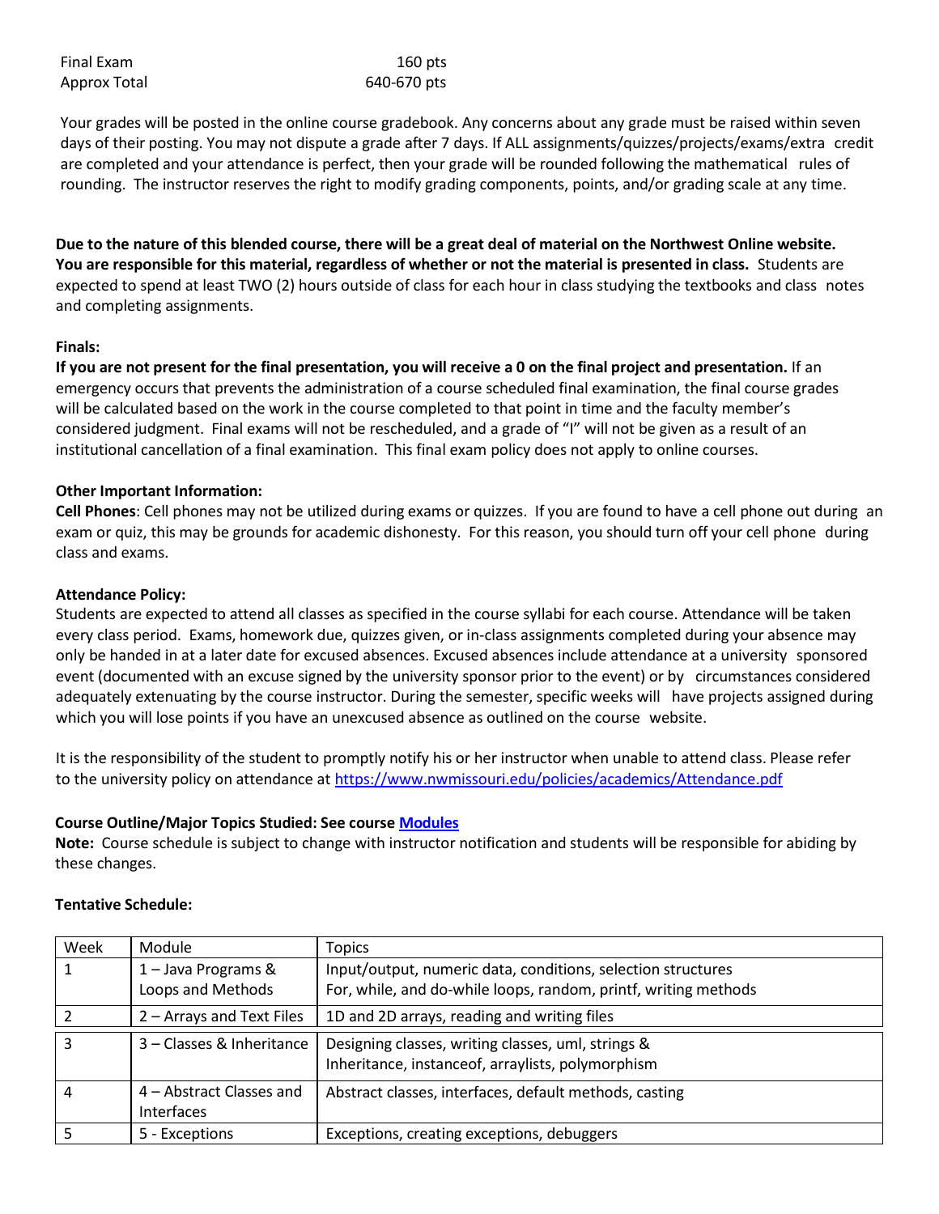| | |
|---|---|
| Final Exam | 160 pts |
| Approx Total | 640-670 pts |

Your grades will be posted in the online course gradebook. Any concerns about any grade must be raised within seven days of their posting. You may not dispute a grade after 7 days. If ALL assignments/quizzes/projects/exams/extra credit are completed and your attendance is perfect, then your grade will be rounded following the mathematical rules of rounding. The instructor reserves the right to modify grading components, points, and/or grading scale at any time.

**Due to the nature of this blended course, there will be a great deal of material on the Northwest Online website. You are responsible for this material, regardless of whether or not the material is presented in class.** Students are expected to spend at least TWO (2) hours outside of class for each hour in class studying the textbooks and class notes and completing assignments.

**Finals:**

**If you are not present for the final presentation, you will receive a 0 on the final project and presentation.** If an emergency occurs that prevents the administration of a course scheduled final examination, the final course grades will be calculated based on the work in the course completed to that point in time and the faculty member's considered judgment. Final exams will not be rescheduled, and a grade of "I" will not be given as a result of an institutional cancellation of a final examination. This final exam policy does not apply to online courses.

**Other Important Information:**

**Cell Phones**: Cell phones may not be utilized during exams or quizzes. If you are found to have a cell phone out during an exam or quiz, this may be grounds for academic dishonesty. For this reason, you should turn off your cell phone during class and exams.

**Attendance Policy:**

Students are expected to attend all classes as specified in the course syllabi for each course. Attendance will be taken every class period. Exams, homework due, quizzes given, or in-class assignments completed during your absence may only be handed in at a later date for excused absences. Excused absences include attendance at a university sponsored event (documented with an excuse signed by the university sponsor prior to the event) or by circumstances considered adequately extenuating by the course instructor. During the semester, specific weeks will have projects assigned during which you will lose points if you have an unexcused absence as outlined on the course website.

It is the responsibility of the student to promptly notify his or her instructor when unable to attend class. Please refer to the university policy on attendance at [https://www.nwmissouri.edu/policies/academics/Attendance.pdf](https://www.nwmissouri.edu/policies/academics/Attendance.pdf)

**Course Outline/Major Topics Studied: See course Modules**

**Note:** Course schedule is subject to change with instructor notification and students will be responsible for abiding by these changes.

**Tentative Schedule:**

| Week | Module | Topics |
|---|---|---|
| 1 | 1 – Java Programs & Loops and Methods | Input/output, numeric data, conditions, selection structures For, while, and do-while loops, random, printf, writing methods |
| 2 | 2 – Arrays and Text Files | 1D and 2D arrays, reading and writing files |
| 3 | 3 – Classes & Inheritance | Designing classes, writing classes, uml, strings & Inheritance, instanceof, arraylists, polymorphism |
| 4 | 4 – Abstract Classes and Interfaces | Abstract classes, interfaces, default methods, casting |
| 5 | 5 - Exceptions | Exceptions, creating exceptions, debuggers |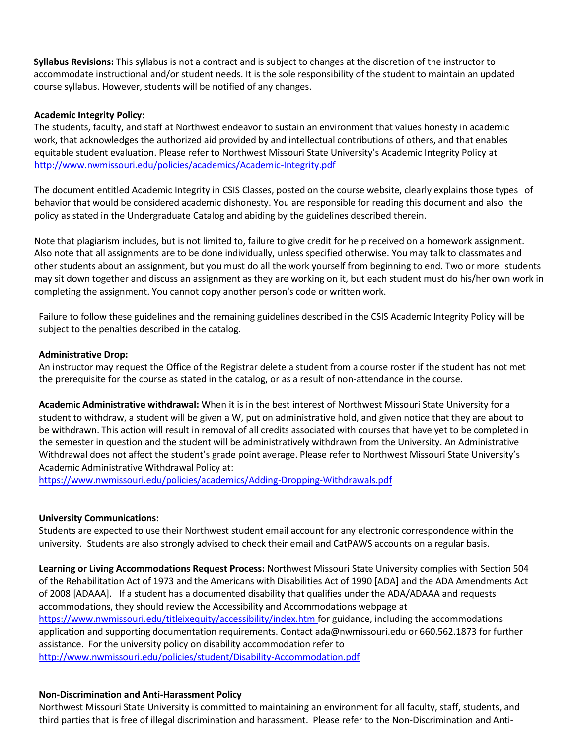**Syllabus Revisions:** This syllabus is not a contract and is subject to changes at the discretion of the instructor to accommodate instructional and/or student needs. It is the sole responsibility of the student to maintain an updated course syllabus. However, students will be notified of any changes.

**Academic Integrity Policy:**
The students, faculty, and staff at Northwest endeavor to sustain an environment that values honesty in academic work, that acknowledges the authorized aid provided by and intellectual contributions of others, and that enables equitable student evaluation. Please refer to Northwest Missouri State University's Academic Integrity Policy at http://www.nwmissouri.edu/policies/academics/Academic-Integrity.pdf

The document entitled Academic Integrity in CSIS Classes, posted on the course website, clearly explains those types of behavior that would be considered academic dishonesty. You are responsible for reading this document and also the policy as stated in the Undergraduate Catalog and abiding by the guidelines described therein.

Note that plagiarism includes, but is not limited to, failure to give credit for help received on a homework assignment. Also note that all assignments are to be done individually, unless specified otherwise. You may talk to classmates and other students about an assignment, but you must do all the work yourself from beginning to end. Two or more students may sit down together and discuss an assignment as they are working on it, but each student must do his/her own work in completing the assignment. You cannot copy another person's code or written work.

Failure to follow these guidelines and the remaining guidelines described in the CSIS Academic Integrity Policy will be subject to the penalties described in the catalog.

**Administrative Drop:**
An instructor may request the Office of the Registrar delete a student from a course roster if the student has not met the prerequisite for the course as stated in the catalog, or as a result of non-attendance in the course.

**Academic Administrative withdrawal:** When it is in the best interest of Northwest Missouri State University for a student to withdraw, a student will be given a W, put on administrative hold, and given notice that they are about to be withdrawn. This action will result in removal of all credits associated with courses that have yet to be completed in the semester in question and the student will be administratively withdrawn from the University. An Administrative Withdrawal does not affect the student's grade point average. Please refer to Northwest Missouri State University's Academic Administrative Withdrawal Policy at:
https://www.nwmissouri.edu/policies/academics/Adding-Dropping-Withdrawals.pdf

**University Communications:**
Students are expected to use their Northwest student email account for any electronic correspondence within the university. Students are also strongly advised to check their email and CatPAWS accounts on a regular basis.

**Learning or Living Accommodations Request Process:** Northwest Missouri State University complies with Section 504 of the Rehabilitation Act of 1973 and the Americans with Disabilities Act of 1990 [ADA] and the ADA Amendments Act of 2008 [ADAAA]. If a student has a documented disability that qualifies under the ADA/ADAAA and requests accommodations, they should review the Accessibility and Accommodations webpage at https://www.nwmissouri.edu/titleixequity/accessibility/index.htm for guidance, including the accommodations application and supporting documentation requirements. Contact ada@nwmissouri.edu or 660.562.1873 for further assistance. For the university policy on disability accommodation refer to http://www.nwmissouri.edu/policies/student/Disability-Accommodation.pdf

**Non-Discrimination and Anti-Harassment Policy**
Northwest Missouri State University is committed to maintaining an environment for all faculty, staff, students, and third parties that is free of illegal discrimination and harassment. Please refer to the Non-Discrimination and Anti-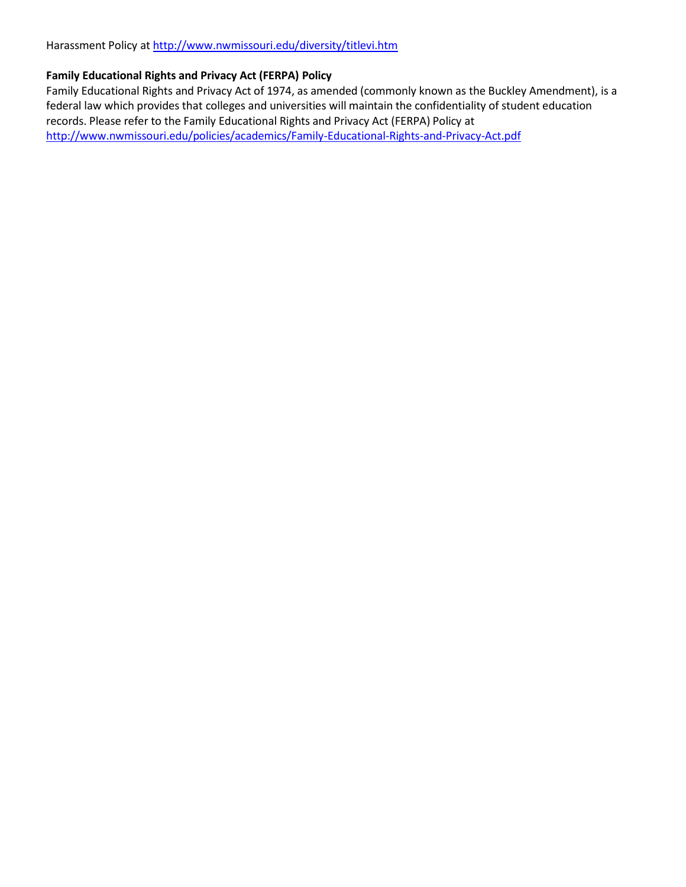Harassment Policy at http://www.nwmissouri.edu/diversity/titlevi.htm

**Family Educational Rights and Privacy Act (FERPA) Policy**

Family Educational Rights and Privacy Act of 1974, as amended (commonly known as the Buckley Amendment), is a federal law which provides that colleges and universities will maintain the confidentiality of student education records. Please refer to the Family Educational Rights and Privacy Act (FERPA) Policy at http://www.nwmissouri.edu/policies/academics/Family-Educational-Rights-and-Privacy-Act.pdf